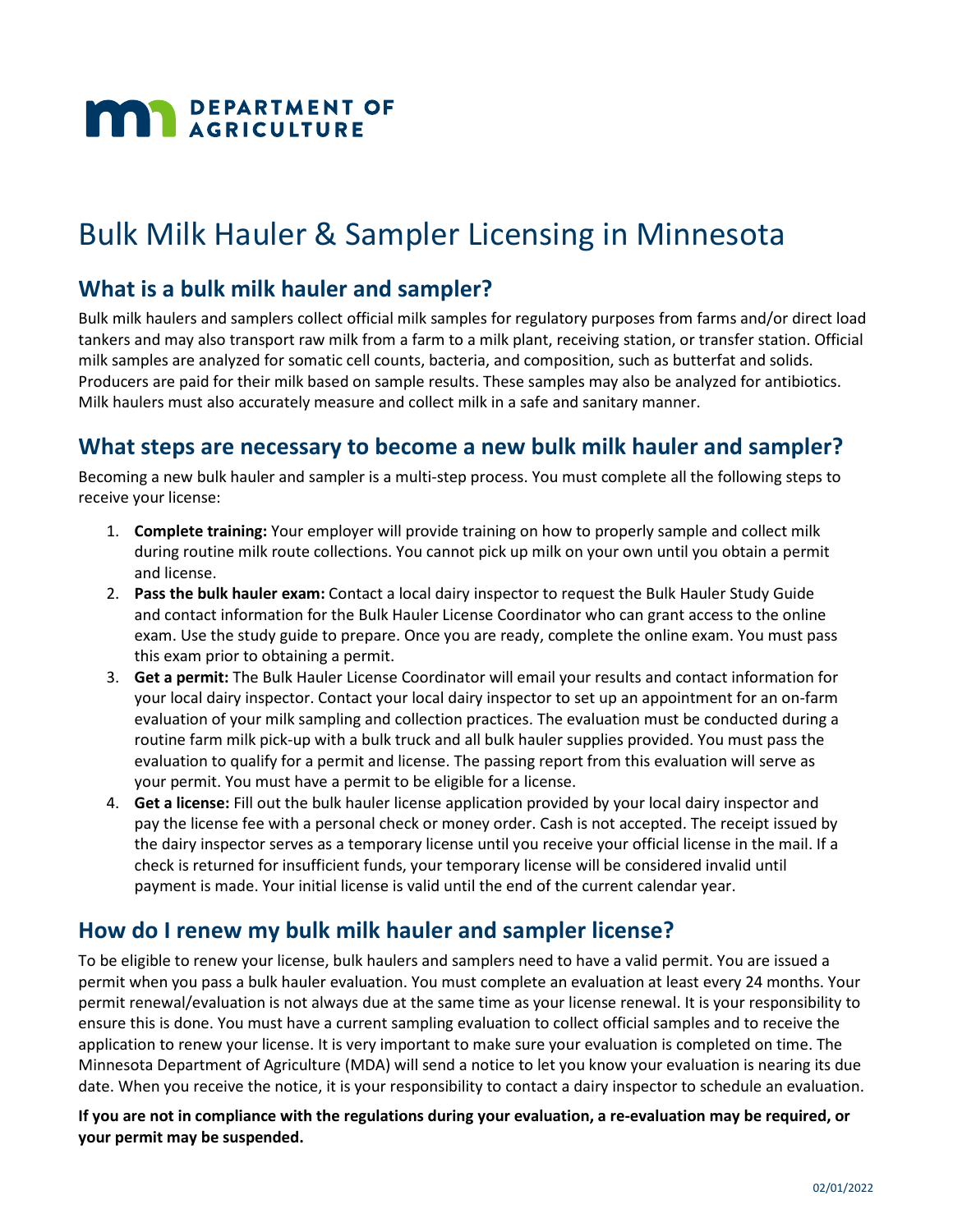# Bulk Milk Hauler & Sampler Licensing in Minnesota

## What is a bulk milk hauler and sampler?

Bulk milk haulers and samplers collect official milk samples for regulatory purposes from farms and/or direct load tankers and may also transport raw milk from a farm to a milk plant, receiving station, or transfer station. Official milk samples are analyzed for somatic cell counts, bacteria, and composition, such as butterfat and solids. Producers are paid for their milk based on sample results. These samples may also be analyzed for antibiotics. Milk haulers must also accurately measure and collect milk in a safe and sanitary manner.

## What steps are necessary to become a new bulk milk hauler and sampler?

Becoming a new bulk hauler and sampler is a multi-step process. You must complete all the following steps to receive your license:

1. **Complete training:** Your employer will provide training on how to properly sample and collect milk during routine milk route collections. You cannot pick up milk on your own until you obtain a permit and license.
2. **Pass the bulk hauler exam:** Contact a local dairy inspector to request the Bulk Hauler Study Guide and contact information for the Bulk Hauler License Coordinator who can grant access to the online exam. Use the study guide to prepare. Once you are ready, complete the online exam. You must pass this exam prior to obtaining a permit.
3. **Get a permit:** The Bulk Hauler License Coordinator will email your results and contact information for your local dairy inspector. Contact your local dairy inspector to set up an appointment for an on-farm evaluation of your milk sampling and collection practices. The evaluation must be conducted during a routine farm milk pick-up with a bulk truck and all bulk hauler supplies provided. You must pass the evaluation to qualify for a permit and license. The passing report from this evaluation will serve as your permit. You must have a permit to be eligible for a license.
4. **Get a license:** Fill out the bulk hauler license application provided by your local dairy inspector and pay the license fee with a personal check or money order. Cash is not accepted. The receipt issued by the dairy inspector serves as a temporary license until you receive your official license in the mail. If a check is returned for insufficient funds, your temporary license will be considered invalid until payment is made. Your initial license is valid until the end of the current calendar year.

## How do I renew my bulk milk hauler and sampler license?

To be eligible to renew your license, bulk haulers and samplers need to have a valid permit. You are issued a permit when you pass a bulk hauler evaluation. You must complete an evaluation at least every 24 months. Your permit renewal/evaluation is not always due at the same time as your license renewal. It is your responsibility to ensure this is done. You must have a current sampling evaluation to collect official samples and to receive the application to renew your license. It is very important to make sure your evaluation is completed on time. The Minnesota Department of Agriculture (MDA) will send a notice to let you know your evaluation is nearing its due date. When you receive the notice, it is your responsibility to contact a dairy inspector to schedule an evaluation.

**If you are not in compliance with the regulations during your evaluation, a re-evaluation may be required, or your permit may be suspended.**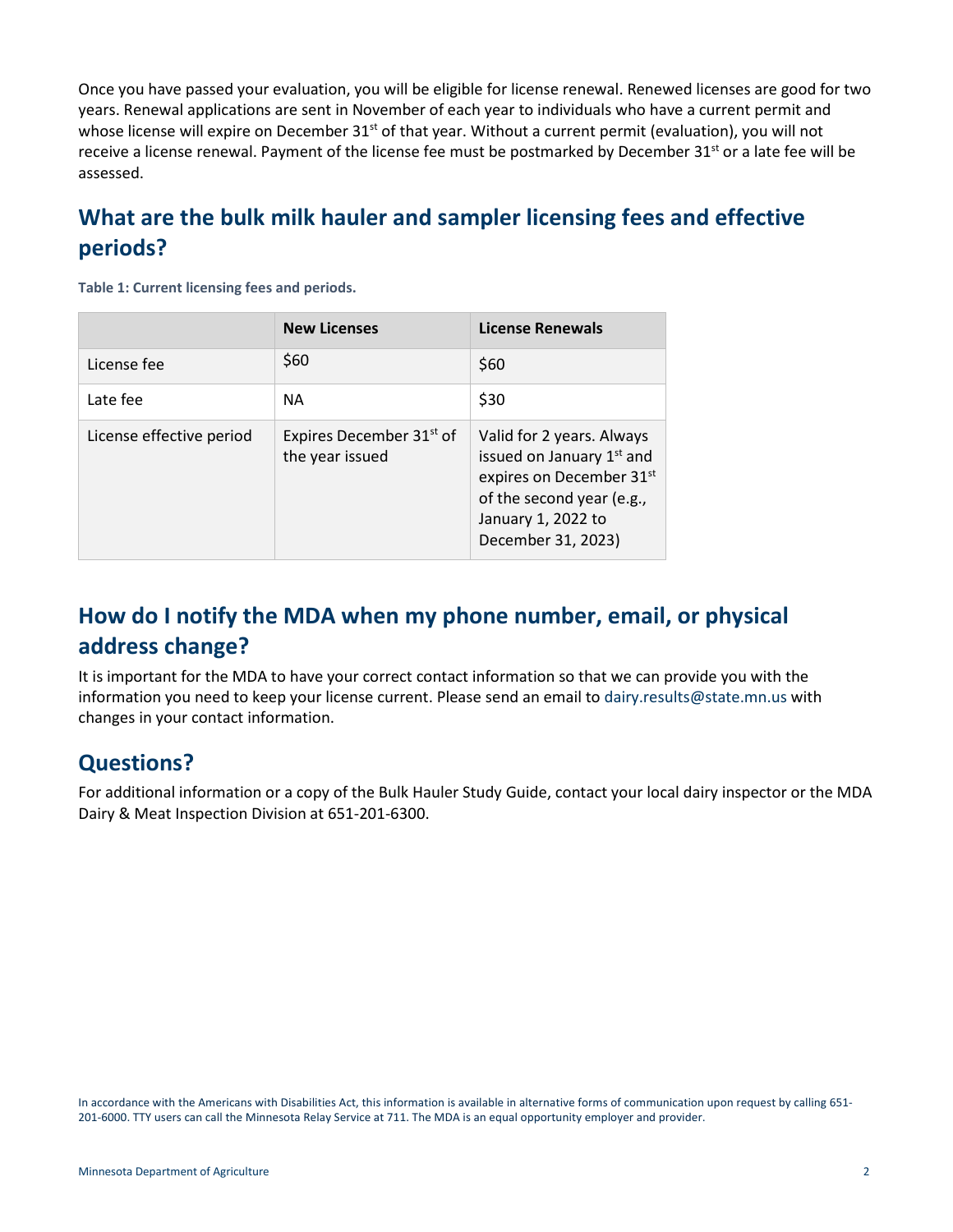Once you have passed your evaluation, you will be eligible for license renewal. Renewed licenses are good for two years. Renewal applications are sent in November of each year to individuals who have a current permit and whose license will expire on December 31st of that year. Without a current permit (evaluation), you will not receive a license renewal. Payment of the license fee must be postmarked by December 31st or a late fee will be assessed.

## What are the bulk milk hauler and sampler licensing fees and effective periods?

**Table 1: Current licensing fees and periods.**

| | New Licenses | License Renewals |
|---|---|---|
| License fee | $60 | $60 |
| Late fee | NA | $30 |
| License effective period | Expires December 31st of the year issued | Valid for 2 years. Always issued on January 1st and expires on December 31st of the second year (e.g., January 1, 2022 to December 31, 2023) |

## How do I notify the MDA when my phone number, email, or physical address change?

It is important for the MDA to have your correct contact information so that we can provide you with the information you need to keep your license current. Please send an email to dairy.results@state.mn.us with changes in your contact information.

## Questions?

For additional information or a copy of the Bulk Hauler Study Guide, contact your local dairy inspector or the MDA Dairy & Meat Inspection Division at 651-201-6300.

In accordance with the Americans with Disabilities Act, this information is available in alternative forms of communication upon request by calling 651-201-6000. TTY users can call the Minnesota Relay Service at 711. The MDA is an equal opportunity employer and provider.